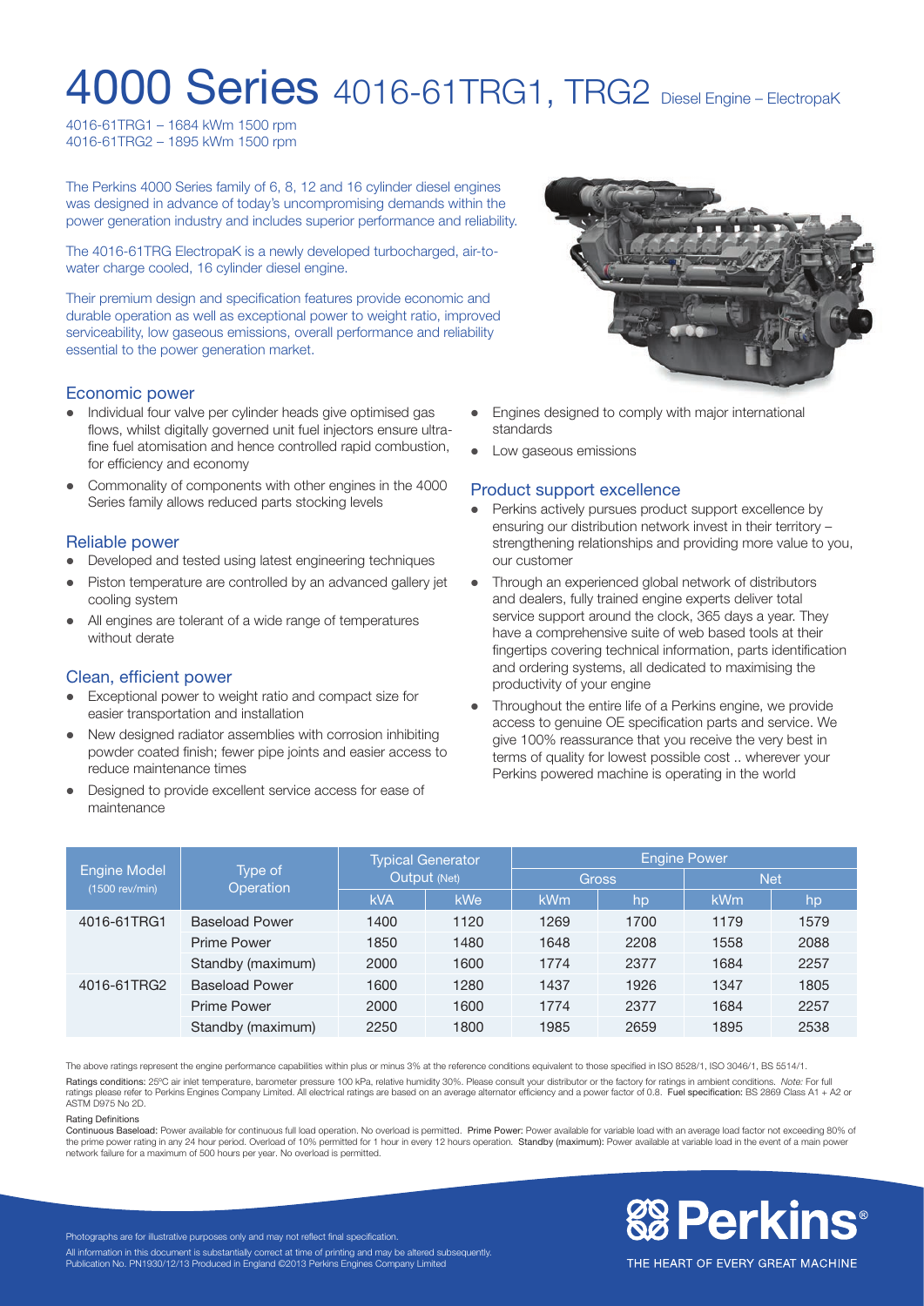# 4000 Series 4016-61TRG1, TRG2 Diesel Engine – ElectropaK

4016-61TRG1 – 1684 kWm 1500 rpm
4016-61TRG2 – 1895 kWm 1500 rpm

The Perkins 4000 Series family of 6, 8, 12 and 16 cylinder diesel engines was designed in advance of today's uncompromising demands within the power generation industry and includes superior performance and reliability.

The 4016-61TRG ElectropaK is a newly developed turbocharged, air-to-water charge cooled, 16 cylinder diesel engine.

Their premium design and specification features provide economic and durable operation as well as exceptional power to weight ratio, improved serviceability, low gaseous emissions, overall performance and reliability essential to the power generation market.

## Economic power

- Individual four valve per cylinder heads give optimised gas flows, whilst digitally governed unit fuel injectors ensure ultra-fine fuel atomisation and hence controlled rapid combustion, for efficiency and economy
- Commonality of components with other engines in the 4000 Series family allows reduced parts stocking levels

## Reliable power

- Developed and tested using latest engineering techniques
- Piston temperature are controlled by an advanced gallery jet cooling system
- All engines are tolerant of a wide range of temperatures without derate

## Clean, efficient power

- Exceptional power to weight ratio and compact size for easier transportation and installation
- New designed radiator assemblies with corrosion inhibiting powder coated finish; fewer pipe joints and easier access to reduce maintenance times
- Designed to provide excellent service access for ease of maintenance
- Engines designed to comply with major international standards
- Low gaseous emissions

## Product support excellence

- Perkins actively pursues product support excellence by ensuring our distribution network invest in their territory – strengthening relationships and providing more value to you, our customer
- Through an experienced global network of distributors and dealers, fully trained engine experts deliver total service support around the clock, 365 days a year. They have a comprehensive suite of web based tools at their fingertips covering technical information, parts identification and ordering systems, all dedicated to maximising the productivity of your engine
- Throughout the entire life of a Perkins engine, we provide access to genuine OE specification parts and service. We give 100% reassurance that you receive the very best in terms of quality for lowest possible cost .. wherever your Perkins powered machine is operating in the world

| Engine Model (1500 rev/min) | Type of Operation | Typical Generator Output (Net) | | Engine Power | | | |
|---|---|---|---|---|---|---|---|
| | | | | Gross | | Net | |
| | | kVA | kWe | kWm | hp | kWm | hp |
| 4016-61TRG1 | Baseload Power | 1400 | 1120 | 1269 | 1700 | 1179 | 1579 |
| | Prime Power | 1850 | 1480 | 1648 | 2208 | 1558 | 2088 |
| | Standby (maximum) | 2000 | 1600 | 1774 | 2377 | 1684 | 2257 |
| 4016-61TRG2 | Baseload Power | 1600 | 1280 | 1437 | 1926 | 1347 | 1805 |
| | Prime Power | 2000 | 1600 | 1774 | 2377 | 1684 | 2257 |
| | Standby (maximum) | 2250 | 1800 | 1985 | 2659 | 1895 | 2538 |

The above ratings represent the engine performance capabilities within plus or minus 3% at the reference conditions equivalent to those specified in ISO 8528/1, ISO 3046/1, BS 5514/1.

**Ratings conditions:** 25ºC air inlet temperature, barometer pressure 100 kPa, relative humidity 30%. Please consult your distributor or the factory for ratings in ambient conditions. *Note:* For full ratings please refer to Perkins Engines Company Limited. All electrical ratings are based on an average alternator efficiency and a power factor of 0.8. **Fuel specification:** BS 2869 Class A1 + A2 or ASTM D975 No 2D.

**Rating Definitions**

**Continuous Baseload:** Power available for continuous full load operation. No overload is permitted. **Prime Power:** Power available for variable load with an average load factor not exceeding 80% of the prime power rating in any 24 hour period. Overload of 10% permitted for 1 hour in every 12 hours operation. **Standby (maximum):** Power available at variable load in the event of a main power network failure for a maximum of 500 hours per year. No overload is permitted.

Photographs are for illustrative purposes only and may not reflect final specification.

All information in this document is substantially correct at time of printing and may be altered subsequently.
Publication No. PN1930/12/13 Produced in England ©2013 Perkins Engines Company Limited

Perkins®

THE HEART OF EVERY GREAT MACHINE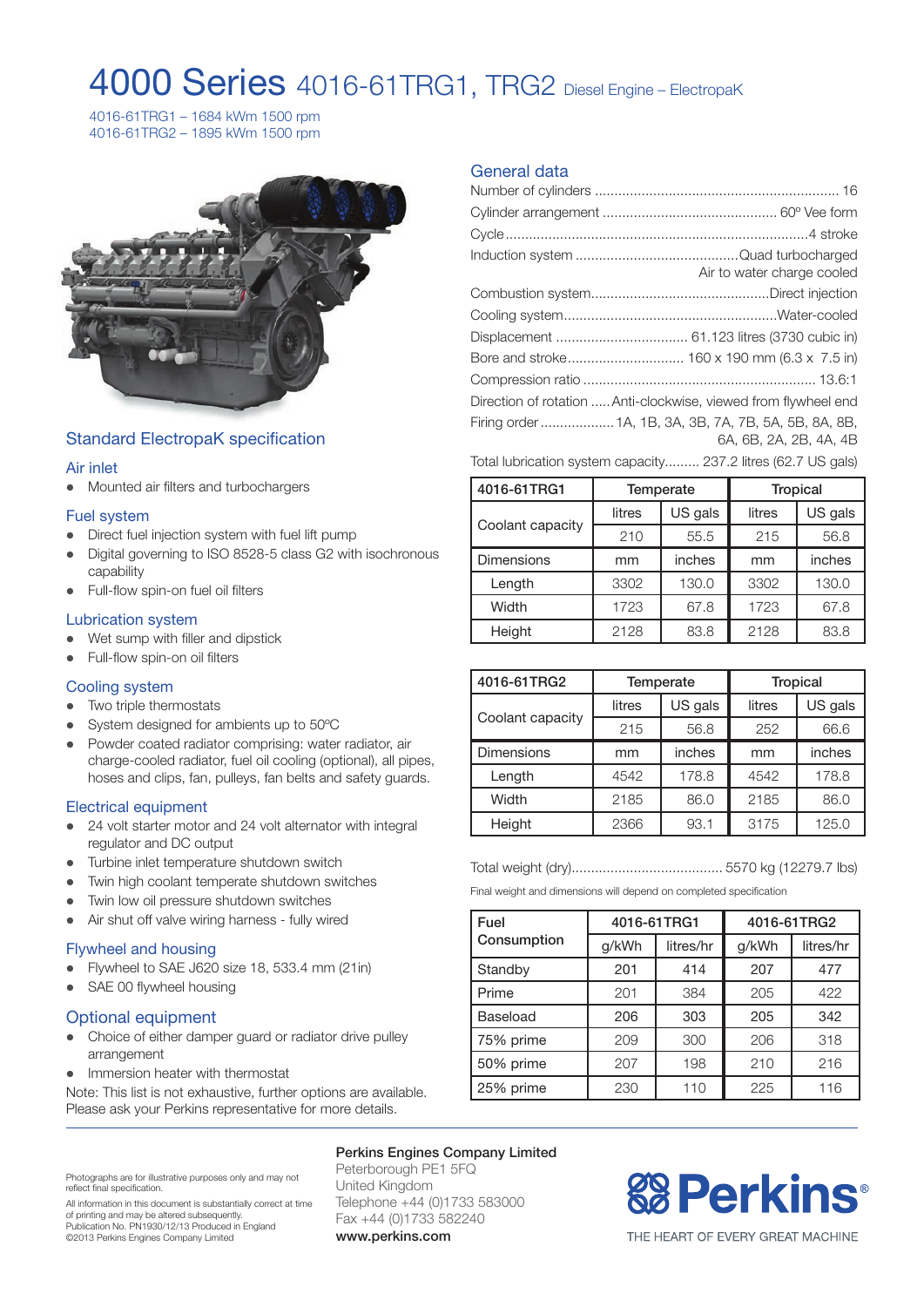# 4000 Series 4016-61TRG1, TRG2 Diesel Engine – ElectropaK

4016-61TRG1 – 1684 kWm 1500 rpm
4016-61TRG2 – 1895 kWm 1500 rpm

## Standard ElectropaK specification

### Air inlet

- Mounted air filters and turbochargers

### Fuel system

- Direct fuel injection system with fuel lift pump
- Digital governing to ISO 8528-5 class G2 with isochronous capability
- Full-flow spin-on fuel oil filters

### Lubrication system

- Wet sump with filler and dipstick
- Full-flow spin-on oil filters

### Cooling system

- Two triple thermostats
- System designed for ambients up to 50ºC
- Powder coated radiator comprising: water radiator, air charge-cooled radiator, fuel oil cooling (optional), all pipes, hoses and clips, fan, pulleys, fan belts and safety guards.

### Electrical equipment

- 24 volt starter motor and 24 volt alternator with integral regulator and DC output
- Turbine inlet temperature shutdown switch
- Twin high coolant temperate shutdown switches
- Twin low oil pressure shutdown switches
- Air shut off valve wiring harness - fully wired

### Flywheel and housing

- Flywheel to SAE J620 size 18, 533.4 mm (21in)
- SAE 00 flywheel housing

### Optional equipment

- Choice of either damper guard or radiator drive pulley arrangement
- Immersion heater with thermostat

Note: This list is not exhaustive, further options are available. Please ask your Perkins representative for more details.

## General data

Number of cylinders ........ 16
Cylinder arrangement ........ 60º Vee form
Cycle ........ 4 stroke
Induction system ........ Quad turbocharged
Air to water charge cooled
Combustion system ........ Direct injection
Cooling system ........ Water-cooled
Displacement ........ 61.123 litres (3730 cubic in)
Bore and stroke ........ 160 x 190 mm (6.3 x 7.5 in)
Compression ratio ........ 13.6:1
Direction of rotation ..... Anti-clockwise, viewed from flywheel end
Firing order ........ 1A, 1B, 3A, 3B, 7A, 7B, 5A, 5B, 8A, 8B, 6A, 6B, 2A, 2B, 4A, 4B
Total lubrication system capacity......... 237.2 litres (62.7 US gals)

| 4016-61TRG1 | Temperate | | Tropical | |
|---|---|---|---|---|
| Coolant capacity | litres | US gals | litres | US gals |
| | 210 | 55.5 | 215 | 56.8 |
| Dimensions | mm | inches | mm | inches |
| Length | 3302 | 130.0 | 3302 | 130.0 |
| Width | 1723 | 67.8 | 1723 | 67.8 |
| Height | 2128 | 83.8 | 2128 | 83.8 |

| 4016-61TRG2 | Temperate | | Tropical | |
|---|---|---|---|---|
| Coolant capacity | litres | US gals | litres | US gals |
| | 215 | 56.8 | 252 | 66.6 |
| Dimensions | mm | inches | mm | inches |
| Length | 4542 | 178.8 | 4542 | 178.8 |
| Width | 2185 | 86.0 | 2185 | 86.0 |
| Height | 2366 | 93.1 | 3175 | 125.0 |

Total weight (dry)........ 5570 kg (12279.7 lbs)

Final weight and dimensions will depend on completed specification

| Fuel Consumption | 4016-61TRG1 | | 4016-61TRG2 | |
|---|---|---|---|---|
| | g/kWh | litres/hr | g/kWh | litres/hr |
| Standby | 201 | 414 | 207 | 477 |
| Prime | 201 | 384 | 205 | 422 |
| Baseload | 206 | 303 | 205 | 342 |
| 75% prime | 209 | 300 | 206 | 318 |
| 50% prime | 207 | 198 | 210 | 216 |
| 25% prime | 230 | 110 | 225 | 116 |

Photographs are for illustrative purposes only and may not reflect final specification.

All information in this document is substantially correct at time of printing and may be altered subsequently.
Publication No. PN1930/12/13 Produced in England
©2013 Perkins Engines Company Limited

**Perkins Engines Company Limited**
Peterborough PE1 5FQ
United Kingdom
Telephone +44 (0)1733 583000
Fax +44 (0)1733 582240
**www.perkins.com**

Perkins®
THE HEART OF EVERY GREAT MACHINE